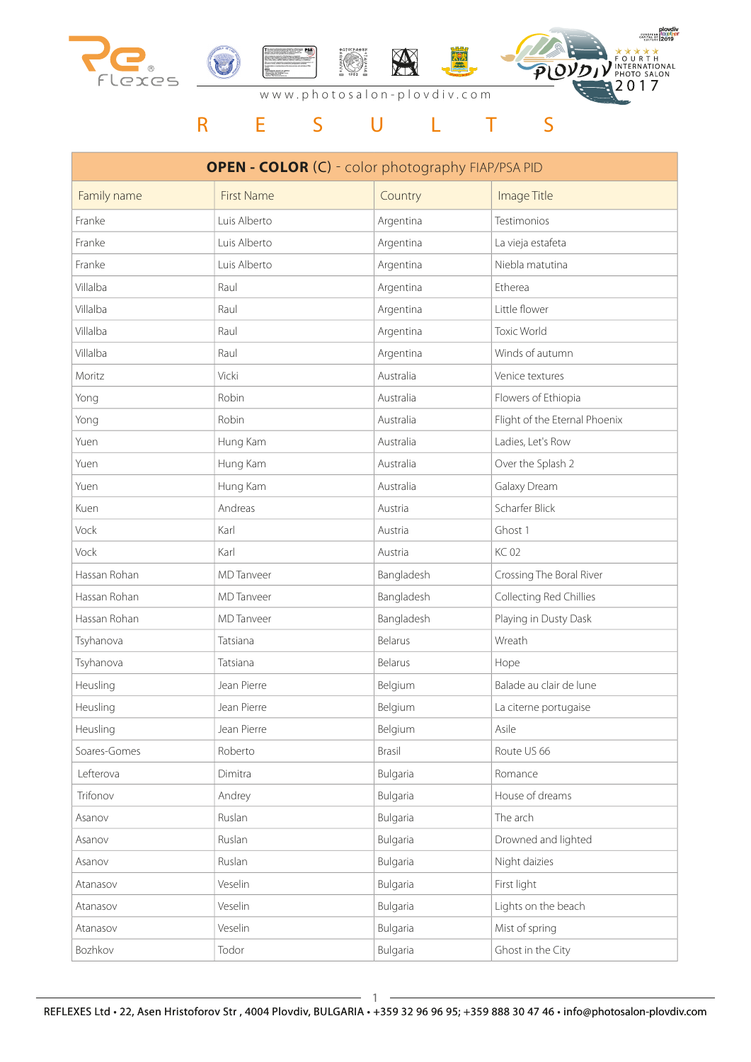www.photosalon-plovdiv.com

# R E S U L T S

| OPEN - COLOR (C) - color photography FIAP/PSA PID | | | |
|---|---|---|---|
| Family name | First Name | Country | Image Title |
| Franke | Luis Alberto | Argentina | Testimonios |
| Franke | Luis Alberto | Argentina | La vieja estafeta |
| Franke | Luis Alberto | Argentina | Niebla matutina |
| Villalba | Raul | Argentina | Etherea |
| Villalba | Raul | Argentina | Little flower |
| Villalba | Raul | Argentina | Toxic World |
| Villalba | Raul | Argentina | Winds of autumn |
| Moritz | Vicki | Australia | Venice textures |
| Yong | Robin | Australia | Flowers of Ethiopia |
| Yong | Robin | Australia | Flight of the Eternal Phoenix |
| Yuen | Hung Kam | Australia | Ladies, Let's Row |
| Yuen | Hung Kam | Australia | Over the Splash 2 |
| Yuen | Hung Kam | Australia | Galaxy Dream |
| Kuen | Andreas | Austria | Scharfer Blick |
| Vock | Karl | Austria | Ghost 1 |
| Vock | Karl | Austria | KC 02 |
| Hassan Rohan | MD Tanveer | Bangladesh | Crossing The Boral River |
| Hassan Rohan | MD Tanveer | Bangladesh | Collecting Red Chillies |
| Hassan Rohan | MD Tanveer | Bangladesh | Playing in Dusty Dask |
| Tsyhanova | Tatsiana | Belarus | Wreath |
| Tsyhanova | Tatsiana | Belarus | Hope |
| Heusling | Jean Pierre | Belgium | Balade au clair de lune |
| Heusling | Jean Pierre | Belgium | La citerne portugaise |
| Heusling | Jean Pierre | Belgium | Asile |
| Soares-Gomes | Roberto | Brasil | Route US 66 |
| Lefterova | Dimitra | Bulgaria | Romance |
| Trifonov | Andrey | Bulgaria | House of dreams |
| Asanov | Ruslan | Bulgaria | The arch |
| Asanov | Ruslan | Bulgaria | Drowned and lighted |
| Asanov | Ruslan | Bulgaria | Night daizies |
| Atanasov | Veselin | Bulgaria | First light |
| Atanasov | Veselin | Bulgaria | Lights on the beach |
| Atanasov | Veselin | Bulgaria | Mist of spring |
| Bozhkov | Todor | Bulgaria | Ghost in the City |

REFLEXES Ltd • 22, Asen Hristoforov Str , 4004 Plovdiv, BULGARIA • +359 32 96 96 95; +359 888 30 47 46 • info@photosalon-plovdiv.com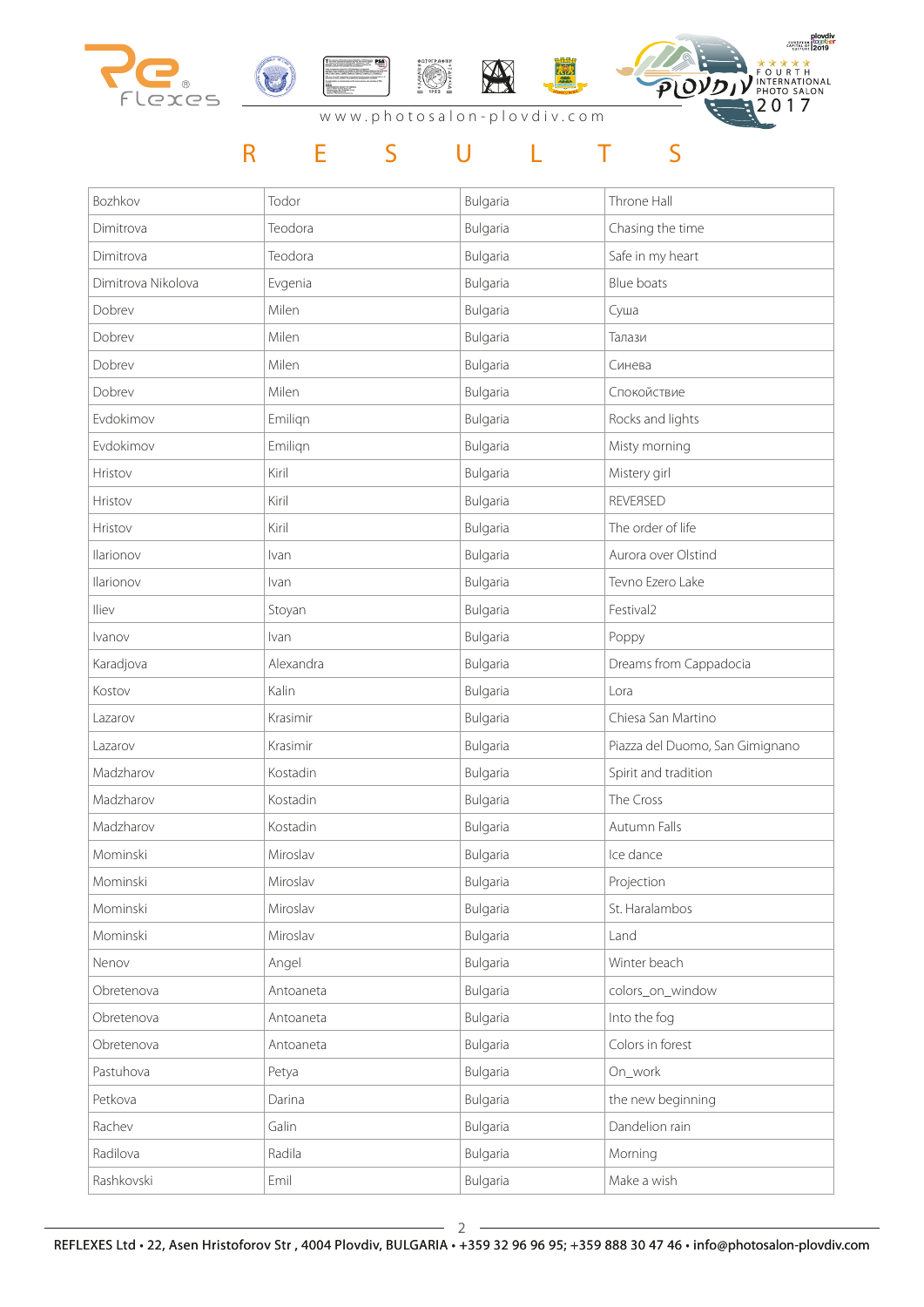www.photosalon-plovdiv.com

# R E S U L T S

| | | | |
|---|---|---|---|
| Bozhkov | Todor | Bulgaria | Throne Hall |
| Dimitrova | Teodora | Bulgaria | Chasing the time |
| Dimitrova | Teodora | Bulgaria | Safe in my heart |
| Dimitrova Nikolova | Evgenia | Bulgaria | Blue boats |
| Dobrev | Milen | Bulgaria | Суша |
| Dobrev | Milen | Bulgaria | Талази |
| Dobrev | Milen | Bulgaria | Синева |
| Dobrev | Milen | Bulgaria | Спокойствие |
| Evdokimov | Emiliqn | Bulgaria | Rocks and lights |
| Evdokimov | Emiliqn | Bulgaria | Misty morning |
| Hristov | Kiril | Bulgaria | Mistery girl |
| Hristov | Kiril | Bulgaria | REVEЯSED |
| Hristov | Kiril | Bulgaria | The order of life |
| Ilarionov | Ivan | Bulgaria | Aurora over Olstind |
| Ilarionov | Ivan | Bulgaria | Tevno Ezero Lake |
| Iliev | Stoyan | Bulgaria | Festival2 |
| Ivanov | Ivan | Bulgaria | Poppy |
| Karadjova | Alexandra | Bulgaria | Dreams from Cappadocia |
| Kostov | Kalin | Bulgaria | Lora |
| Lazarov | Krasimir | Bulgaria | Chiesa San Martino |
| Lazarov | Krasimir | Bulgaria | Piazza del Duomo, San Gimignano |
| Madzharov | Kostadin | Bulgaria | Spirit and tradition |
| Madzharov | Kostadin | Bulgaria | The Cross |
| Madzharov | Kostadin | Bulgaria | Autumn Falls |
| Mominski | Miroslav | Bulgaria | Ice dance |
| Mominski | Miroslav | Bulgaria | Projection |
| Mominski | Miroslav | Bulgaria | St. Haralambos |
| Mominski | Miroslav | Bulgaria | Land |
| Nenov | Angel | Bulgaria | Winter beach |
| Obretenova | Antoaneta | Bulgaria | colors_on_window |
| Obretenova | Antoaneta | Bulgaria | Into the fog |
| Obretenova | Antoaneta | Bulgaria | Colors in forest |
| Pastuhova | Petya | Bulgaria | On_work |
| Petkova | Darina | Bulgaria | the new beginning |
| Rachev | Galin | Bulgaria | Dandelion rain |
| Radilova | Radila | Bulgaria | Morning |
| Rashkovski | Emil | Bulgaria | Make a wish |

REFLEXES Ltd • 22, Asen Hristoforov Str , 4004 Plovdiv, BULGARIA • +359 32 96 96 95; +359 888 30 47 46 • info@photosalon-plovdiv.com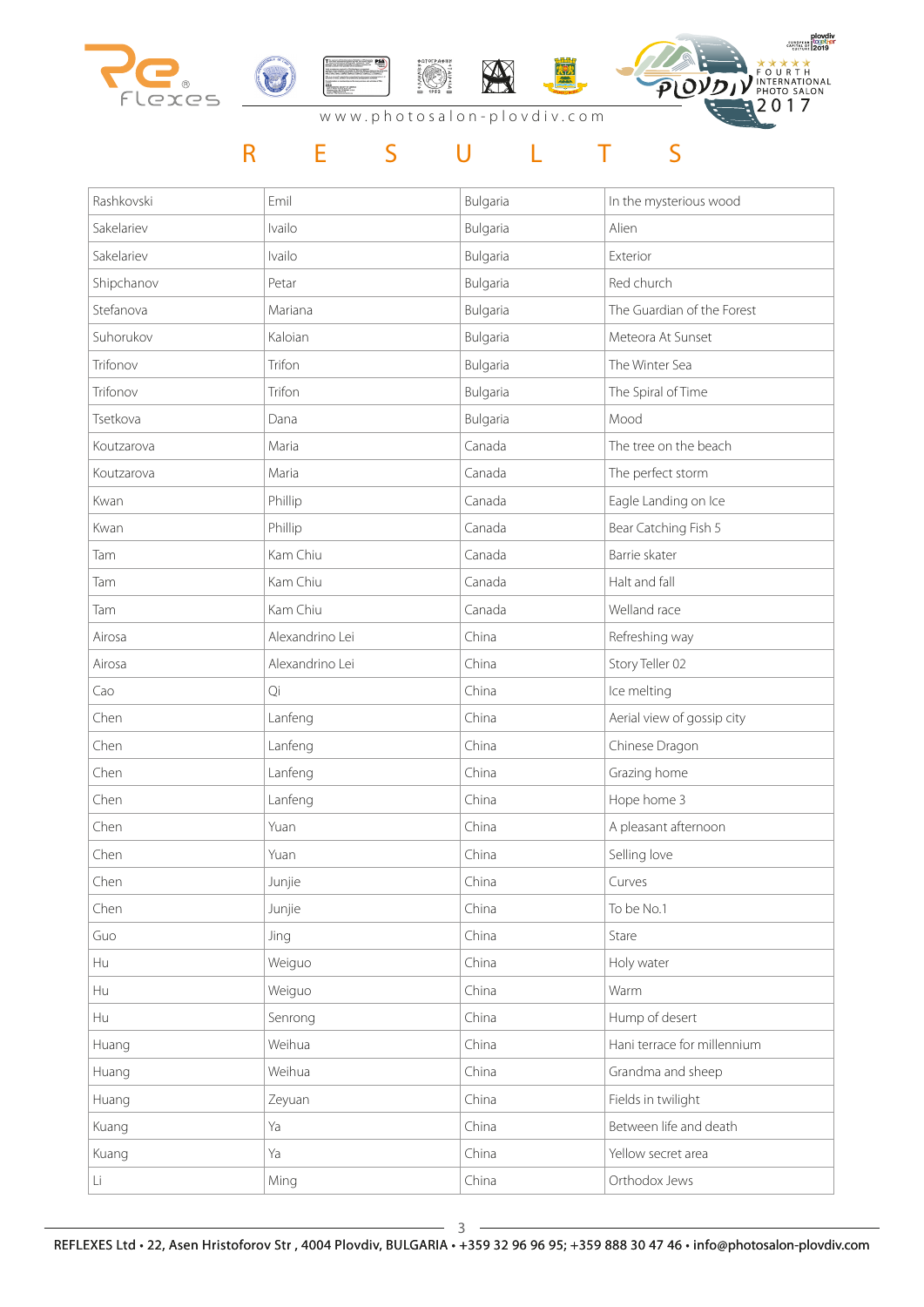www.photosalon-plovdiv.com

# R E S U L T S

| | | | |
|---|---|---|---|
| Rashkovski | Emil | Bulgaria | In the mysterious wood |
| Sakelariev | Ivailo | Bulgaria | Alien |
| Sakelariev | Ivailo | Bulgaria | Exterior |
| Shipchanov | Petar | Bulgaria | Red church |
| Stefanova | Mariana | Bulgaria | The Guardian of the Forest |
| Suhorukov | Kaloian | Bulgaria | Meteora At Sunset |
| Trifonov | Trifon | Bulgaria | The Winter Sea |
| Trifonov | Trifon | Bulgaria | The Spiral of Time |
| Tsetkova | Dana | Bulgaria | Mood |
| Koutzarova | Maria | Canada | The tree on the beach |
| Koutzarova | Maria | Canada | The perfect storm |
| Kwan | Phillip | Canada | Eagle Landing on Ice |
| Kwan | Phillip | Canada | Bear Catching Fish 5 |
| Tam | Kam Chiu | Canada | Barrie skater |
| Tam | Kam Chiu | Canada | Halt and fall |
| Tam | Kam Chiu | Canada | Welland race |
| Airosa | Alexandrino Lei | China | Refreshing way |
| Airosa | Alexandrino Lei | China | Story Teller 02 |
| Cao | Qi | China | Ice melting |
| Chen | Lanfeng | China | Aerial view of gossip city |
| Chen | Lanfeng | China | Chinese Dragon |
| Chen | Lanfeng | China | Grazing home |
| Chen | Lanfeng | China | Hope home 3 |
| Chen | Yuan | China | A pleasant afternoon |
| Chen | Yuan | China | Selling love |
| Chen | Junjie | China | Curves |
| Chen | Junjie | China | To be No.1 |
| Guo | Jing | China | Stare |
| Hu | Weiguo | China | Holy water |
| Hu | Weiguo | China | Warm |
| Hu | Senrong | China | Hump of desert |
| Huang | Weihua | China | Hani terrace for millennium |
| Huang | Weihua | China | Grandma and sheep |
| Huang | Zeyuan | China | Fields in twilight |
| Kuang | Ya | China | Between life and death |
| Kuang | Ya | China | Yellow secret area |
| Li | Ming | China | Orthodox Jews |

REFLEXES Ltd • 22, Asen Hristoforov Str , 4004 Plovdiv, BULGARIA • +359 32 96 96 95; +359 888 30 47 46 • info@photosalon-plovdiv.com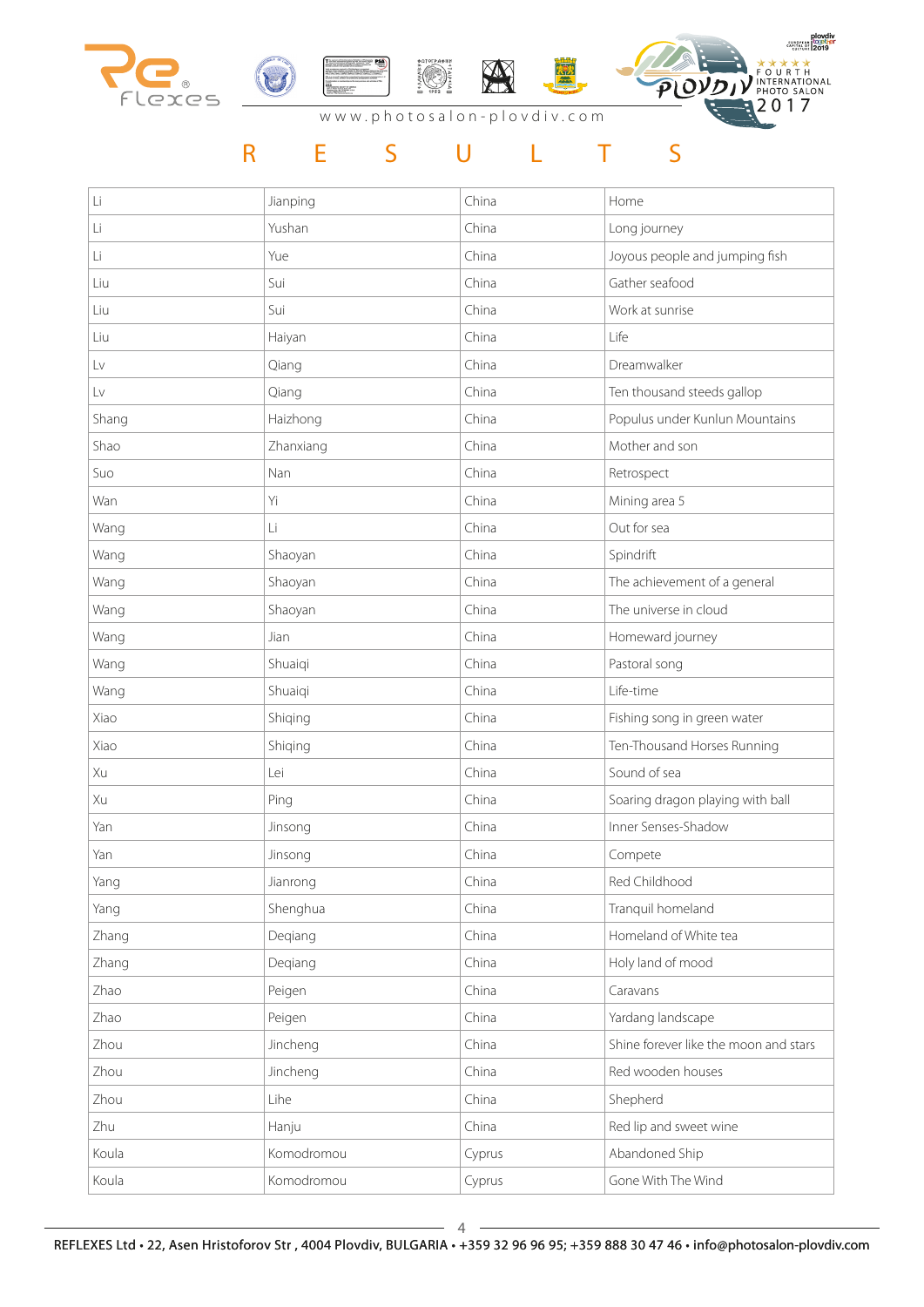# R E S U L T S

| | | | |
|---|---|---|---|
| Li | Jianping | China | Home |
| Li | Yushan | China | Long journey |
| Li | Yue | China | Joyous people and jumping fish |
| Liu | Sui | China | Gather seafood |
| Liu | Sui | China | Work at sunrise |
| Liu | Haiyan | China | Life |
| Lv | Qiang | China | Dreamwalker |
| Lv | Qiang | China | Ten thousand steeds gallop |
| Shang | Haizhong | China | Populus under Kunlun Mountains |
| Shao | Zhanxiang | China | Mother and son |
| Suo | Nan | China | Retrospect |
| Wan | Yi | China | Mining area 5 |
| Wang | Li | China | Out for sea |
| Wang | Shaoyan | China | Spindrift |
| Wang | Shaoyan | China | The achievement of a general |
| Wang | Shaoyan | China | The universe in cloud |
| Wang | Jian | China | Homeward journey |
| Wang | Shuaiqi | China | Pastoral song |
| Wang | Shuaiqi | China | Life-time |
| Xiao | Shiqing | China | Fishing song in green water |
| Xiao | Shiqing | China | Ten-Thousand Horses Running |
| Xu | Lei | China | Sound of sea |
| Xu | Ping | China | Soaring dragon playing with ball |
| Yan | Jinsong | China | Inner Senses-Shadow |
| Yan | Jinsong | China | Compete |
| Yang | Jianrong | China | Red Childhood |
| Yang | Shenghua | China | Tranquil homeland |
| Zhang | Deqiang | China | Homeland of White tea |
| Zhang | Deqiang | China | Holy land of mood |
| Zhao | Peigen | China | Caravans |
| Zhao | Peigen | China | Yardang landscape |
| Zhou | Jincheng | China | Shine forever like the moon and stars |
| Zhou | Jincheng | China | Red wooden houses |
| Zhou | Lihe | China | Shepherd |
| Zhu | Hanju | China | Red lip and sweet wine |
| Koula | Komodromou | Cyprus | Abandoned Ship |
| Koula | Komodromou | Cyprus | Gone With The Wind |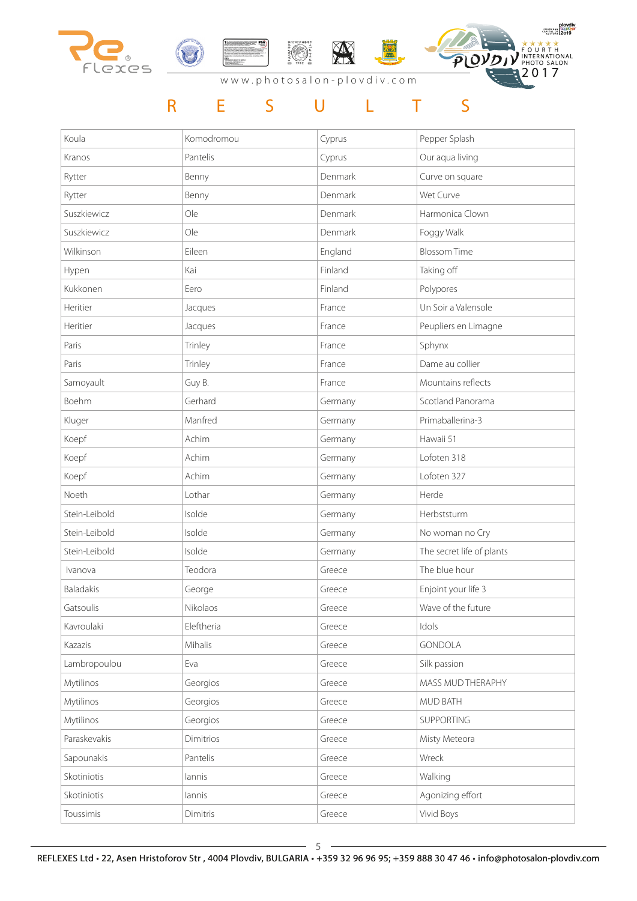# R E S U L T S

| Koula | Komodromou | Cyprus | Pepper Splash |
|---|---|---|---|
| Kranos | Pantelis | Cyprus | Our aqua living |
| Rytter | Benny | Denmark | Curve on square |
| Rytter | Benny | Denmark | Wet Curve |
| Suszkiewicz | Ole | Denmark | Harmonica Clown |
| Suszkiewicz | Ole | Denmark | Foggy Walk |
| Wilkinson | Eileen | England | Blossom Time |
| Hypen | Kai | Finland | Taking off |
| Kukkonen | Eero | Finland | Polypores |
| Heritier | Jacques | France | Un Soir a Valensole |
| Heritier | Jacques | France | Peupliers en Limagne |
| Paris | Trinley | France | Sphynx |
| Paris | Trinley | France | Dame au collier |
| Samoyault | Guy B. | France | Mountains reflects |
| Boehm | Gerhard | Germany | Scotland Panorama |
| Kluger | Manfred | Germany | Primaballerina-3 |
| Koepf | Achim | Germany | Hawaii 51 |
| Koepf | Achim | Germany | Lofoten 318 |
| Koepf | Achim | Germany | Lofoten 327 |
| Noeth | Lothar | Germany | Herde |
| Stein-Leibold | Isolde | Germany | Herbststurm |
| Stein-Leibold | Isolde | Germany | No woman no Cry |
| Stein-Leibold | Isolde | Germany | The secret life of plants |
| Ivanova | Teodora | Greece | The blue hour |
| Baladakis | George | Greece | Enjoint your life 3 |
| Gatsoulis | Nikolaos | Greece | Wave of the future |
| Kavroulaki | Eleftheria | Greece | Idols |
| Kazazis | Mihalis | Greece | GONDOLA |
| Lambropoulou | Eva | Greece | Silk passion |
| Mytilinos | Georgios | Greece | MASS MUD THERAPHY |
| Mytilinos | Georgios | Greece | MUD BATH |
| Mytilinos | Georgios | Greece | SUPPORTING |
| Paraskevakis | Dimitrios | Greece | Misty Meteora |
| Sapounakis | Pantelis | Greece | Wreck |
| Skotiniotis | Iannis | Greece | Walking |
| Skotiniotis | Iannis | Greece | Agonizing effort |
| Toussimis | Dimitris | Greece | Vivid Boys |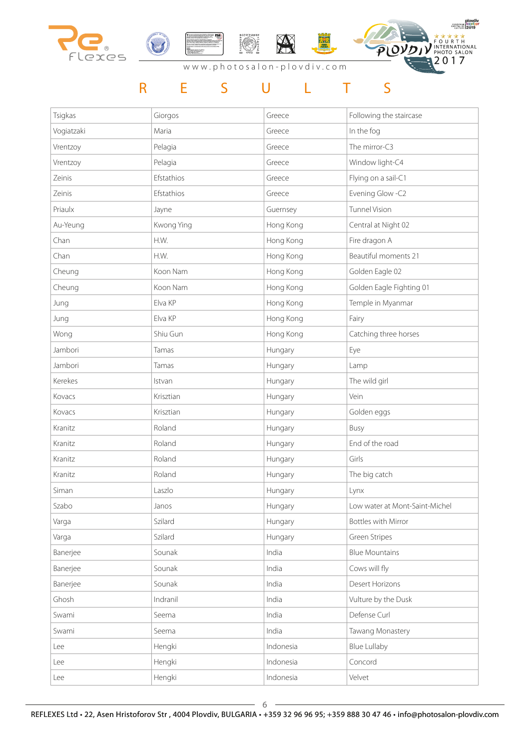# R E S U L T S

| Tsigkas | Giorgos | Greece | Following the staircase |
|---|---|---|---|
| Vogiatzaki | Maria | Greece | In the fog |
| Vrentzoy | Pelagia | Greece | The mirror-C3 |
| Vrentzoy | Pelagia | Greece | Window light-C4 |
| Zeinis | Efstathios | Greece | Flying on a sail-C1 |
| Zeinis | Efstathios | Greece | Evening Glow -C2 |
| Priaulx | Jayne | Guernsey | Tunnel Vision |
| Au-Yeung | Kwong Ying | Hong Kong | Central at Night 02 |
| Chan | H.W. | Hong Kong | Fire dragon A |
| Chan | H.W. | Hong Kong | Beautiful moments 21 |
| Cheung | Koon Nam | Hong Kong | Golden Eagle 02 |
| Cheung | Koon Nam | Hong Kong | Golden Eagle Fighting 01 |
| Jung | Elva KP | Hong Kong | Temple in Myanmar |
| Jung | Elva KP | Hong Kong | Fairy |
| Wong | Shiu Gun | Hong Kong | Catching three horses |
| Jambori | Tamas | Hungary | Eye |
| Jambori | Tamas | Hungary | Lamp |
| Kerekes | Istvan | Hungary | The wild girl |
| Kovacs | Krisztian | Hungary | Vein |
| Kovacs | Krisztian | Hungary | Golden eggs |
| Kranitz | Roland | Hungary | Busy |
| Kranitz | Roland | Hungary | End of the road |
| Kranitz | Roland | Hungary | Girls |
| Kranitz | Roland | Hungary | The big catch |
| Siman | Laszlo | Hungary | Lynx |
| Szabo | Janos | Hungary | Low water at Mont-Saint-Michel |
| Varga | Szilard | Hungary | Bottles with Mirror |
| Varga | Szilard | Hungary | Green Stripes |
| Banerjee | Sounak | India | Blue Mountains |
| Banerjee | Sounak | India | Cows will fly |
| Banerjee | Sounak | India | Desert Horizons |
| Ghosh | Indranil | India | Vulture by the Dusk |
| Swami | Seema | India | Defense Curl |
| Swami | Seema | India | Tawang Monastery |
| Lee | Hengki | Indonesia | Blue Lullaby |
| Lee | Hengki | Indonesia | Concord |
| Lee | Hengki | Indonesia | Velvet |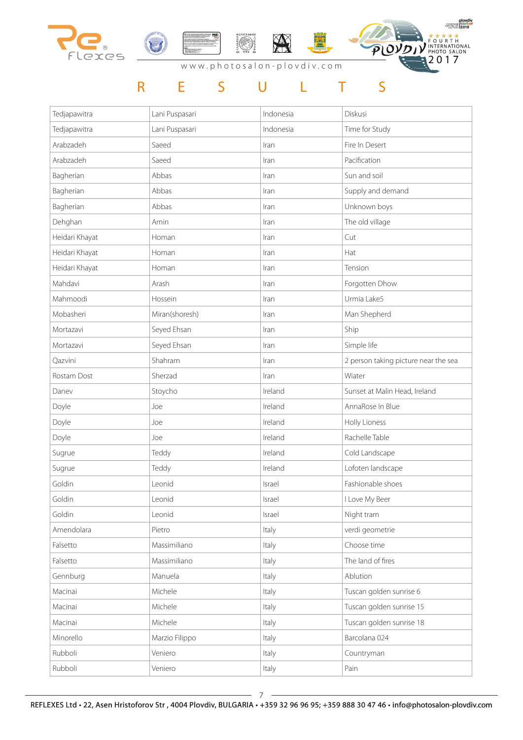# RESULTS

| | | | |
|---|---|---|---|
| Tedjapawitra | Lani Puspasari | Indonesia | Diskusi |
| Tedjapawitra | Lani Puspasari | Indonesia | Time for Study |
| Arabzadeh | Saeed | Iran | Fire In Desert |
| Arabzadeh | Saeed | Iran | Pacification |
| Bagherian | Abbas | Iran | Sun and soil |
| Bagherian | Abbas | Iran | Supply and demand |
| Bagherian | Abbas | Iran | Unknown boys |
| Dehghan | Amin | Iran | The old village |
| Heidari Khayat | Homan | Iran | Cut |
| Heidari Khayat | Homan | Iran | Hat |
| Heidari Khayat | Homan | Iran | Tension |
| Mahdavi | Arash | Iran | Forgotten Dhow |
| Mahmoodi | Hossein | Iran | Urmia Lake5 |
| Mobasheri | Miran(shoresh) | Iran | Man Shepherd |
| Mortazavi | Seyed Ehsan | Iran | Ship |
| Mortazavi | Seyed Ehsan | Iran | Simple life |
| Qazvini | Shahram | Iran | 2 person taking picture near the sea |
| Rostam Dost | Sherzad | Iran | Wiater |
| Danev | Stoycho | Ireland | Sunset at Malin Head, Ireland |
| Doyle | Joe | Ireland | AnnaRose In Blue |
| Doyle | Joe | Ireland | Holly Lioness |
| Doyle | Joe | Ireland | Rachelle Table |
| Sugrue | Teddy | Ireland | Cold Landscape |
| Sugrue | Teddy | Ireland | Lofoten landscape |
| Goldin | Leonid | Israel | Fashionable shoes |
| Goldin | Leonid | Israel | I Love My Beer |
| Goldin | Leonid | Israel | Night tram |
| Amendolara | Pietro | Italy | verdi geometrie |
| Falsetto | Massimiliano | Italy | Choose time |
| Falsetto | Massimiliano | Italy | The land of fires |
| Gennburg | Manuela | Italy | Ablution |
| Macinai | Michele | Italy | Tuscan golden sunrise 6 |
| Macinai | Michele | Italy | Tuscan golden sunrise 15 |
| Macinai | Michele | Italy | Tuscan golden sunrise 18 |
| Minorello | Marzio Filippo | Italy | Barcolana 024 |
| Rubboli | Veniero | Italy | Countryman |
| Rubboli | Veniero | Italy | Pain |

REFLEXES Ltd • 22, Asen Hristoforov Str , 4004 Plovdiv, BULGARIA • +359 32 96 96 95; +359 888 30 47 46 • info@photosalon-plovdiv.com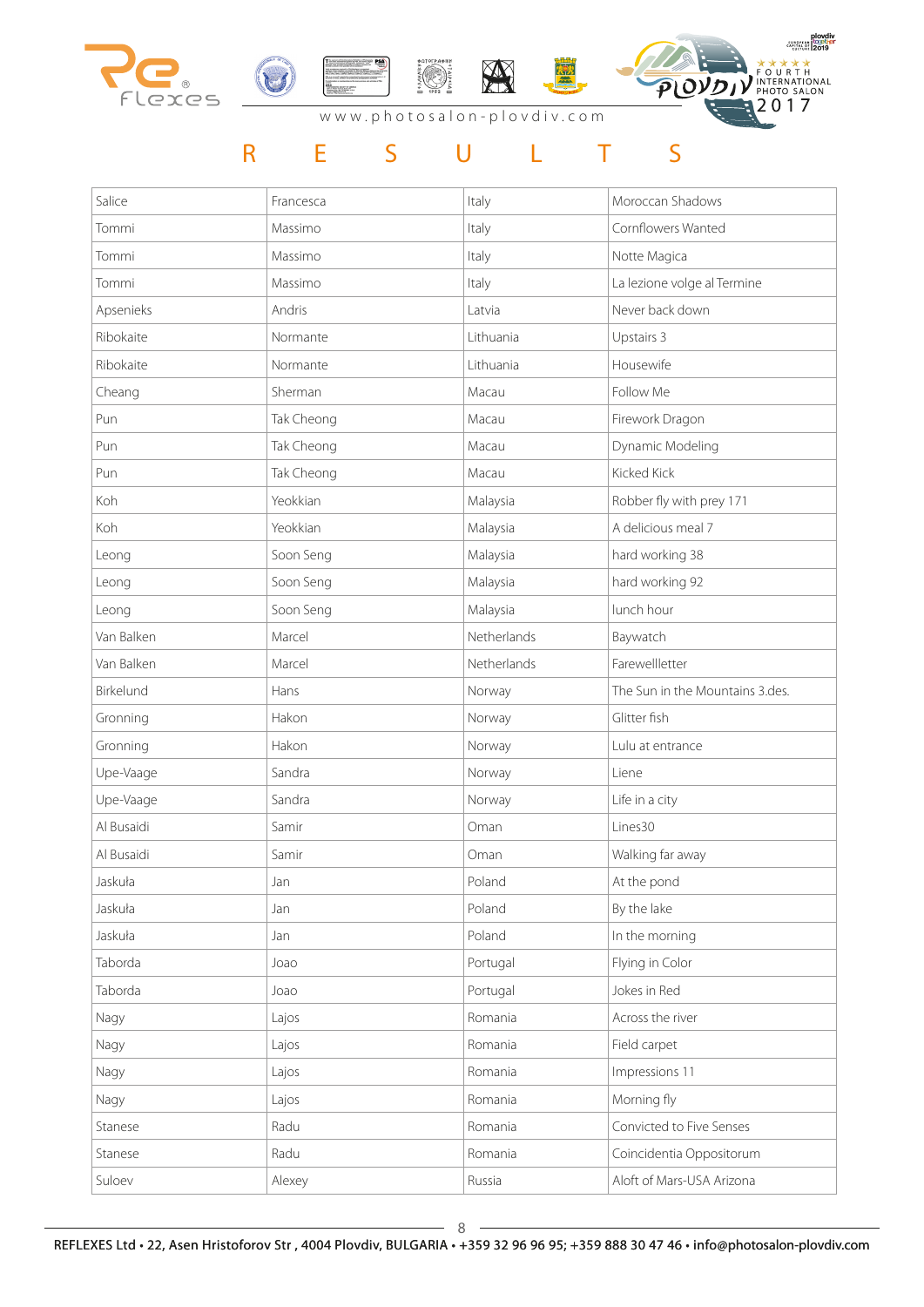www.photosalon-plovdiv.com

# R E S U L T S

| Salice | Francesca | Italy | Moroccan Shadows |
|---|---|---|---|
| Tommi | Massimo | Italy | Cornflowers Wanted |
| Tommi | Massimo | Italy | Notte Magica |
| Tommi | Massimo | Italy | La lezione volge al Termine |
| Apsenieks | Andris | Latvia | Never back down |
| Ribokaite | Normante | Lithuania | Upstairs 3 |
| Ribokaite | Normante | Lithuania | Housewife |
| Cheang | Sherman | Macau | Follow Me |
| Pun | Tak Cheong | Macau | Firework Dragon |
| Pun | Tak Cheong | Macau | Dynamic Modeling |
| Pun | Tak Cheong | Macau | Kicked Kick |
| Koh | Yeokkian | Malaysia | Robber fly with prey 171 |
| Koh | Yeokkian | Malaysia | A delicious meal 7 |
| Leong | Soon Seng | Malaysia | hard working 38 |
| Leong | Soon Seng | Malaysia | hard working 92 |
| Leong | Soon Seng | Malaysia | lunch hour |
| Van Balken | Marcel | Netherlands | Baywatch |
| Van Balken | Marcel | Netherlands | Farewellletter |
| Birkelund | Hans | Norway | The Sun in the Mountains 3.des. |
| Gronning | Hakon | Norway | Glitter fish |
| Gronning | Hakon | Norway | Lulu at entrance |
| Upe-Vaage | Sandra | Norway | Liene |
| Upe-Vaage | Sandra | Norway | Life in a city |
| Al Busaidi | Samir | Oman | Lines30 |
| Al Busaidi | Samir | Oman | Walking far away |
| Jaskuła | Jan | Poland | At the pond |
| Jaskuła | Jan | Poland | By the lake |
| Jaskuła | Jan | Poland | In the morning |
| Taborda | Joao | Portugal | Flying in Color |
| Taborda | Joao | Portugal | Jokes in Red |
| Nagy | Lajos | Romania | Across the river |
| Nagy | Lajos | Romania | Field carpet |
| Nagy | Lajos | Romania | Impressions 11 |
| Nagy | Lajos | Romania | Morning fly |
| Stanese | Radu | Romania | Convicted to Five Senses |
| Stanese | Radu | Romania | Coincidentia Oppositorum |
| Suloev | Alexey | Russia | Aloft of Mars-USA Arizona |

REFLEXES Ltd • 22, Asen Hristoforov Str , 4004 Plovdiv, BULGARIA • +359 32 96 96 95; +359 888 30 47 46 • info@photosalon-plovdiv.com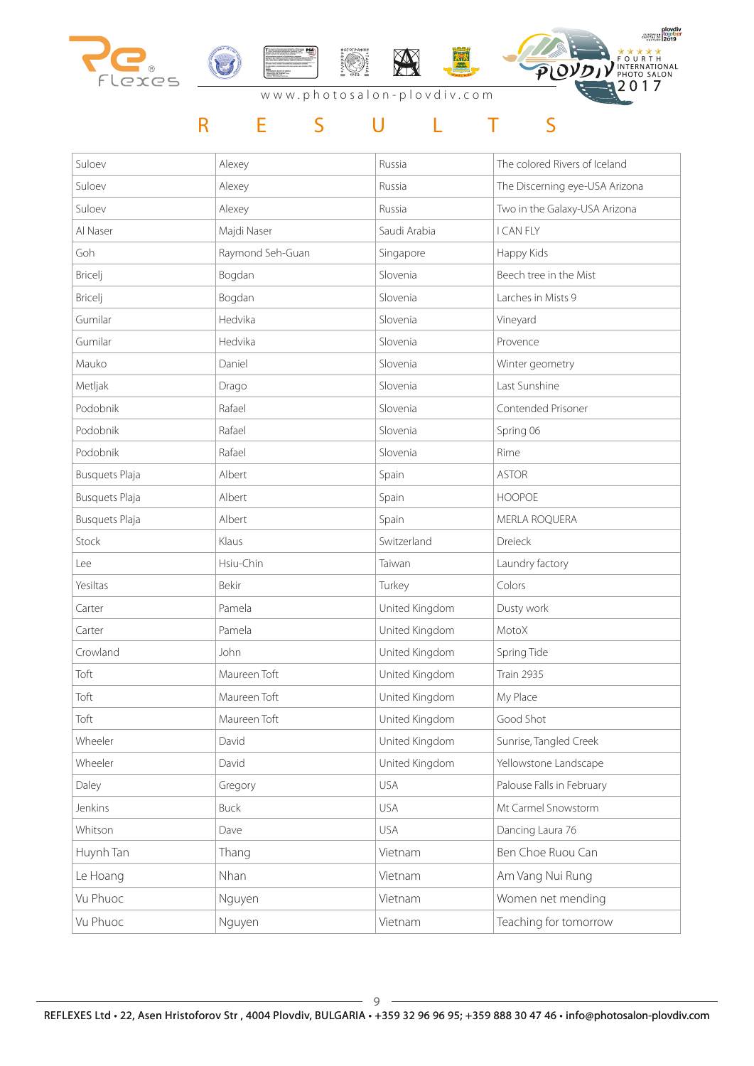# R E S U L T S

| | | | |
|---|---|---|---|
| Suloev | Alexey | Russia | The colored Rivers of Iceland |
| Suloev | Alexey | Russia | The Discerning eye-USA Arizona |
| Suloev | Alexey | Russia | Two in the Galaxy-USA Arizona |
| Al Naser | Majdi Naser | Saudi Arabia | I CAN FLY |
| Goh | Raymond Seh-Guan | Singapore | Happy Kids |
| Bricelj | Bogdan | Slovenia | Beech tree in the Mist |
| Bricelj | Bogdan | Slovenia | Larches in Mists 9 |
| Gumilar | Hedvika | Slovenia | Vineyard |
| Gumilar | Hedvika | Slovenia | Provence |
| Mauko | Daniel | Slovenia | Winter geometry |
| Metljak | Drago | Slovenia | Last Sunshine |
| Podobnik | Rafael | Slovenia | Contended Prisoner |
| Podobnik | Rafael | Slovenia | Spring 06 |
| Podobnik | Rafael | Slovenia | Rime |
| Busquets Plaja | Albert | Spain | ASTOR |
| Busquets Plaja | Albert | Spain | HOOPOE |
| Busquets Plaja | Albert | Spain | MERLA ROQUERA |
| Stock | Klaus | Switzerland | Dreieck |
| Lee | Hsiu-Chin | Taiwan | Laundry factory |
| Yesiltas | Bekir | Turkey | Colors |
| Carter | Pamela | United Kingdom | Dusty work |
| Carter | Pamela | United Kingdom | MotoX |
| Crowland | John | United Kingdom | Spring Tide |
| Toft | Maureen Toft | United Kingdom | Train 2935 |
| Toft | Maureen Toft | United Kingdom | My Place |
| Toft | Maureen Toft | United Kingdom | Good Shot |
| Wheeler | David | United Kingdom | Sunrise, Tangled Creek |
| Wheeler | David | United Kingdom | Yellowstone Landscape |
| Daley | Gregory | USA | Palouse Falls in February |
| Jenkins | Buck | USA | Mt Carmel Snowstorm |
| Whitson | Dave | USA | Dancing Laura 76 |
| Huynh Tan | Thang | Vietnam | Ben Choe Ruou Can |
| Le Hoang | Nhan | Vietnam | Am Vang Nui Rung |
| Vu Phuoc | Nguyen | Vietnam | Women net mending |
| Vu Phuoc | Nguyen | Vietnam | Teaching for tomorrow |

REFLEXES Ltd • 22, Asen Hristoforov Str , 4004 Plovdiv, BULGARIA • +359 32 96 96 95; +359 888 30 47 46 • info@photosalon-plovdiv.com